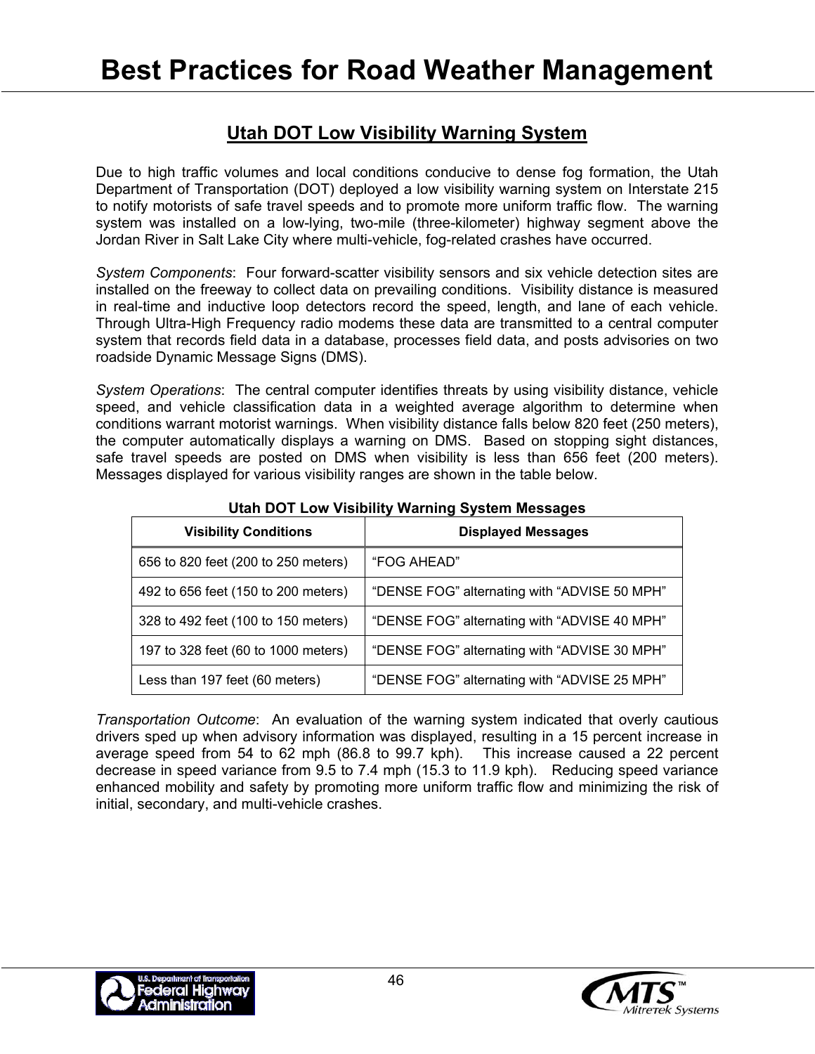# Best Practices for Road Weather Management

## Utah DOT Low Visibility Warning System

Due to high traffic volumes and local conditions conducive to dense fog formation, the Utah Department of Transportation (DOT) deployed a low visibility warning system on Interstate 215 to notify motorists of safe travel speeds and to promote more uniform traffic flow. The warning system was installed on a low-lying, two-mile (three-kilometer) highway segment above the Jordan River in Salt Lake City where multi-vehicle, fog-related crashes have occurred.

*System Components*: Four forward-scatter visibility sensors and six vehicle detection sites are installed on the freeway to collect data on prevailing conditions. Visibility distance is measured in real-time and inductive loop detectors record the speed, length, and lane of each vehicle. Through Ultra-High Frequency radio modems these data are transmitted to a central computer system that records field data in a database, processes field data, and posts advisories on two roadside Dynamic Message Signs (DMS).

*System Operations*: The central computer identifies threats by using visibility distance, vehicle speed, and vehicle classification data in a weighted average algorithm to determine when conditions warrant motorist warnings. When visibility distance falls below 820 feet (250 meters), the computer automatically displays a warning on DMS. Based on stopping sight distances, safe travel speeds are posted on DMS when visibility is less than 656 feet (200 meters). Messages displayed for various visibility ranges are shown in the table below.

**Utah DOT Low Visibility Warning System Messages**

| Visibility Conditions | Displayed Messages |
|---|---|
| 656 to 820 feet (200 to 250 meters) | "FOG AHEAD" |
| 492 to 656 feet (150 to 200 meters) | "DENSE FOG" alternating with "ADVISE 50 MPH" |
| 328 to 492 feet (100 to 150 meters) | "DENSE FOG" alternating with "ADVISE 40 MPH" |
| 197 to 328 feet (60 to 1000 meters) | "DENSE FOG" alternating with "ADVISE 30 MPH" |
| Less than 197 feet (60 meters) | "DENSE FOG" alternating with "ADVISE 25 MPH" |

*Transportation Outcome*: An evaluation of the warning system indicated that overly cautious drivers sped up when advisory information was displayed, resulting in a 15 percent increase in average speed from 54 to 62 mph (86.8 to 99.7 kph). This increase caused a 22 percent decrease in speed variance from 9.5 to 7.4 mph (15.3 to 11.9 kph). Reducing speed variance enhanced mobility and safety by promoting more uniform traffic flow and minimizing the risk of initial, secondary, and multi-vehicle crashes.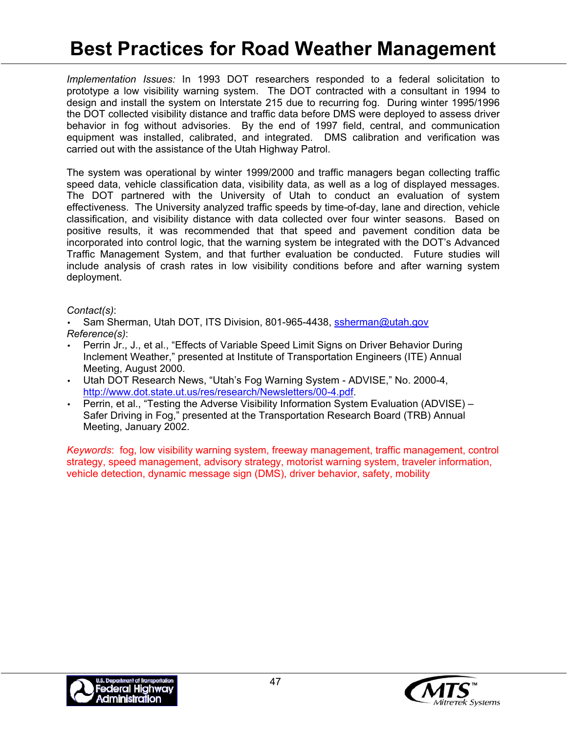*Implementation Issues:* In 1993 DOT researchers responded to a federal solicitation to prototype a low visibility warning system. The DOT contracted with a consultant in 1994 to design and install the system on Interstate 215 due to recurring fog. During winter 1995/1996 the DOT collected visibility distance and traffic data before DMS were deployed to assess driver behavior in fog without advisories. By the end of 1997 field, central, and communication equipment was installed, calibrated, and integrated. DMS calibration and verification was carried out with the assistance of the Utah Highway Patrol.

The system was operational by winter 1999/2000 and traffic managers began collecting traffic speed data, vehicle classification data, visibility data, as well as a log of displayed messages. The DOT partnered with the University of Utah to conduct an evaluation of system effectiveness. The University analyzed traffic speeds by time-of-day, lane and direction, vehicle classification, and visibility distance with data collected over four winter seasons. Based on positive results, it was recommended that that speed and pavement condition data be incorporated into control logic, that the warning system be integrated with the DOT's Advanced Traffic Management System, and that further evaluation be conducted. Future studies will include analysis of crash rates in low visibility conditions before and after warning system deployment.

*Contact(s)*:
- Sam Sherman, Utah DOT, ITS Division, 801-965-4438, ssherman@utah.gov

*Reference(s)*:
- Perrin Jr., J., et al., "Effects of Variable Speed Limit Signs on Driver Behavior During Inclement Weather," presented at Institute of Transportation Engineers (ITE) Annual Meeting, August 2000.
- Utah DOT Research News, "Utah's Fog Warning System - ADVISE," No. 2000-4, http://www.dot.state.ut.us/res/research/Newsletters/00-4.pdf.
- Perrin, et al., "Testing the Adverse Visibility Information System Evaluation (ADVISE) – Safer Driving in Fog," presented at the Transportation Research Board (TRB) Annual Meeting, January 2002.

*Keywords*: fog, low visibility warning system, freeway management, traffic management, control strategy, speed management, advisory strategy, motorist warning system, traveler information, vehicle detection, dynamic message sign (DMS), driver behavior, safety, mobility